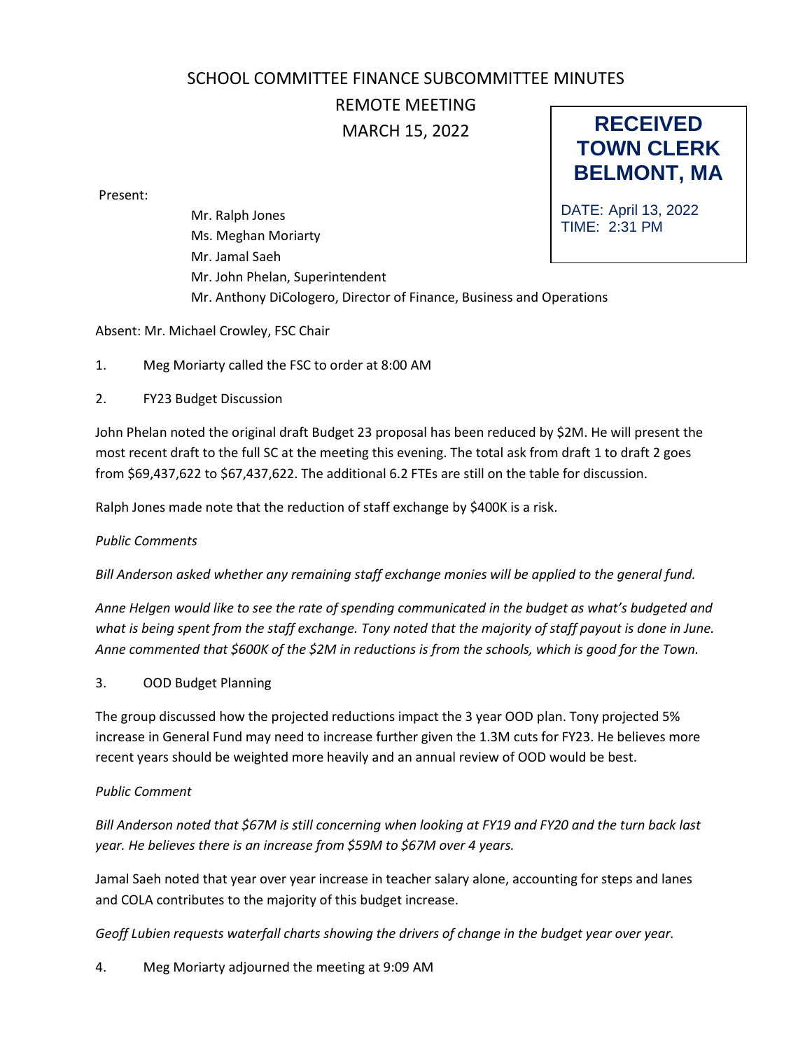# SCHOOL COMMITTEE FINANCE SUBCOMMITTEE MINUTES

## REMOTE MEETING

## MARCH 15, 2022

**RECEIVED**
**TOWN CLERK**
**BELMONT, MA**

DATE: April 13, 2022
TIME: 2:31 PM

Present:

Mr. Ralph Jones
Ms. Meghan Moriarty
Mr. Jamal Saeh
Mr. John Phelan, Superintendent
Mr. Anthony DiCologero, Director of Finance, Business and Operations

Absent: Mr. Michael Crowley, FSC Chair

1. Meg Moriarty called the FSC to order at 8:00 AM

2. FY23 Budget Discussion

John Phelan noted the original draft Budget 23 proposal has been reduced by $2M. He will present the most recent draft to the full SC at the meeting this evening. The total ask from draft 1 to draft 2 goes from $69,437,622 to $67,437,622. The additional 6.2 FTEs are still on the table for discussion.

Ralph Jones made note that the reduction of staff exchange by $400K is a risk.

*Public Comments*

*Bill Anderson asked whether any remaining staff exchange monies will be applied to the general fund.*

*Anne Helgen would like to see the rate of spending communicated in the budget as what's budgeted and what is being spent from the staff exchange. Tony noted that the majority of staff payout is done in June. Anne commented that $600K of the $2M in reductions is from the schools, which is good for the Town.*

3. OOD Budget Planning

The group discussed how the projected reductions impact the 3 year OOD plan. Tony projected 5% increase in General Fund may need to increase further given the 1.3M cuts for FY23. He believes more recent years should be weighted more heavily and an annual review of OOD would be best.

*Public Comment*

*Bill Anderson noted that $67M is still concerning when looking at FY19 and FY20 and the turn back last year. He believes there is an increase from $59M to $67M over 4 years.*

Jamal Saeh noted that year over year increase in teacher salary alone, accounting for steps and lanes and COLA contributes to the majority of this budget increase.

*Geoff Lubien requests waterfall charts showing the drivers of change in the budget year over year.*

4. Meg Moriarty adjourned the meeting at 9:09 AM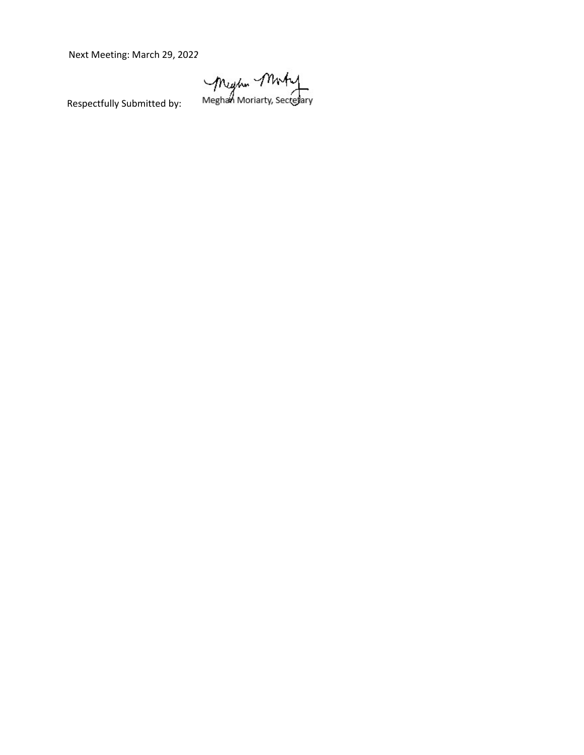Next Meeting: March 29, 2022

Respectfully Submitted by: Meghan Moriarty, Secretary